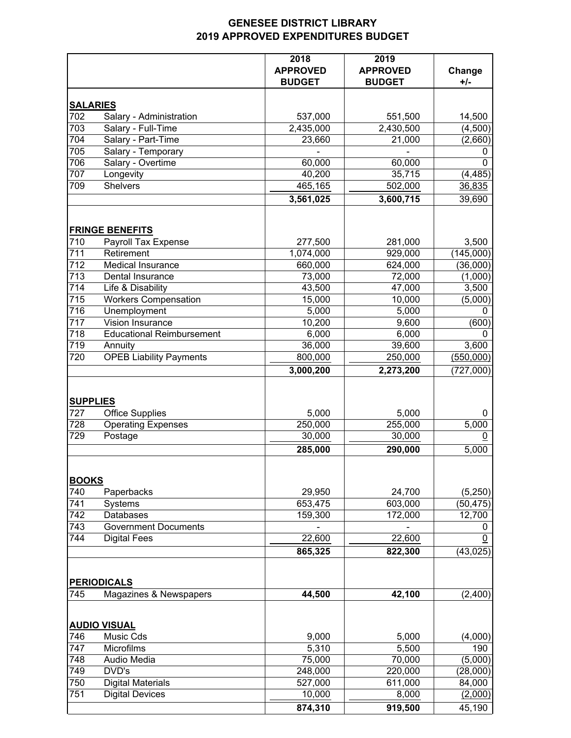# GENESEE DISTRICT LIBRARY
## 2019 APPROVED EXPENDITURES BUDGET

| | | 2018 APPROVED BUDGET | 2019 APPROVED BUDGET | Change +/- |
|---|---|---|---|---|
| **SALARIES** | | | | |
| 702 | Salary - Administration | 537,000 | 551,500 | 14,500 |
| 703 | Salary - Full-Time | 2,435,000 | 2,430,500 | (4,500) |
| 704 | Salary - Part-Time | 23,660 | 21,000 | (2,660) |
| 705 | Salary - Temporary | - | - | 0 |
| 706 | Salary - Overtime | 60,000 | 60,000 | 0 |
| 707 | Longevity | 40,200 | 35,715 | (4,485) |
| 709 | Shelvers | 465,165 | 502,000 | 36,835 |
| | | **3,561,025** | **3,600,715** | 39,690 |
| **FRINGE BENEFITS** | | | | |
| 710 | Payroll Tax Expense | 277,500 | 281,000 | 3,500 |
| 711 | Retirement | 1,074,000 | 929,000 | (145,000) |
| 712 | Medical Insurance | 660,000 | 624,000 | (36,000) |
| 713 | Dental Insurance | 73,000 | 72,000 | (1,000) |
| 714 | Life & Disability | 43,500 | 47,000 | 3,500 |
| 715 | Workers Compensation | 15,000 | 10,000 | (5,000) |
| 716 | Unemployment | 5,000 | 5,000 | 0 |
| 717 | Vision Insurance | 10,200 | 9,600 | (600) |
| 718 | Educational Reimbursement | 6,000 | 6,000 | 0 |
| 719 | Annuity | 36,000 | 39,600 | 3,600 |
| 720 | OPEB Liability Payments | 800,000 | 250,000 | (550,000) |
| | | **3,000,200** | **2,273,200** | (727,000) |
| **SUPPLIES** | | | | |
| 727 | Office Supplies | 5,000 | 5,000 | 0 |
| 728 | Operating Expenses | 250,000 | 255,000 | 5,000 |
| 729 | Postage | 30,000 | 30,000 | 0 |
| | | **285,000** | **290,000** | 5,000 |
| **BOOKS** | | | | |
| 740 | Paperbacks | 29,950 | 24,700 | (5,250) |
| 741 | Systems | 653,475 | 603,000 | (50,475) |
| 742 | Databases | 159,300 | 172,000 | 12,700 |
| 743 | Government Documents | - | - | 0 |
| 744 | Digital Fees | 22,600 | 22,600 | 0 |
| | | **865,325** | **822,300** | (43,025) |
| **PERIODICALS** | | | | |
| 745 | Magazines & Newspapers | **44,500** | **42,100** | (2,400) |
| **AUDIO VISUAL** | | | | |
| 746 | Music Cds | 9,000 | 5,000 | (4,000) |
| 747 | Microfilms | 5,310 | 5,500 | 190 |
| 748 | Audio Media | 75,000 | 70,000 | (5,000) |
| 749 | DVD's | 248,000 | 220,000 | (28,000) |
| 750 | Digital Materials | 527,000 | 611,000 | 84,000 |
| 751 | Digital Devices | 10,000 | 8,000 | (2,000) |
| | | **874,310** | **919,500** | 45,190 |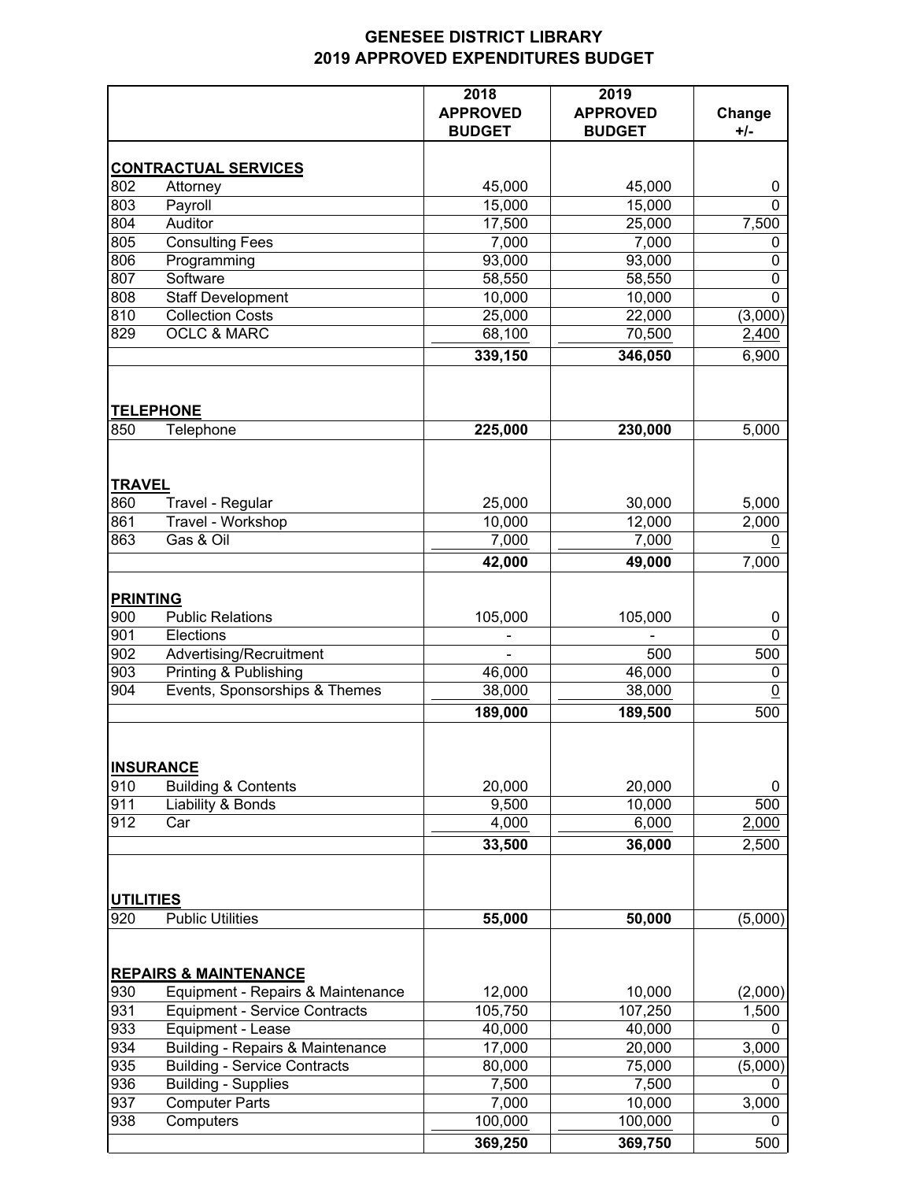# GENESEE DISTRICT LIBRARY
## 2019 APPROVED EXPENDITURES BUDGET

| | | 2018 APPROVED BUDGET | 2019 APPROVED BUDGET | Change +/- |
|---|---|---|---|---|
| **CONTRACTUAL SERVICES** | | | | |
| 802 | Attorney | 45,000 | 45,000 | 0 |
| 803 | Payroll | 15,000 | 15,000 | 0 |
| 804 | Auditor | 17,500 | 25,000 | 7,500 |
| 805 | Consulting Fees | 7,000 | 7,000 | 0 |
| 806 | Programming | 93,000 | 93,000 | 0 |
| 807 | Software | 58,550 | 58,550 | 0 |
| 808 | Staff Development | 10,000 | 10,000 | 0 |
| 810 | Collection Costs | 25,000 | 22,000 | (3,000) |
| 829 | OCLC & MARC | 68,100 | 70,500 | 2,400 |
| | | **339,150** | **346,050** | 6,900 |
| **TELEPHONE** | | | | |
| 850 | Telephone | **225,000** | **230,000** | 5,000 |
| **TRAVEL** | | | | |
| 860 | Travel - Regular | 25,000 | 30,000 | 5,000 |
| 861 | Travel - Workshop | 10,000 | 12,000 | 2,000 |
| 863 | Gas & Oil | 7,000 | 7,000 | 0 |
| | | **42,000** | **49,000** | 7,000 |
| **PRINTING** | | | | |
| 900 | Public Relations | 105,000 | 105,000 | 0 |
| 901 | Elections | - | - | 0 |
| 902 | Advertising/Recruitment | - | 500 | 500 |
| 903 | Printing & Publishing | 46,000 | 46,000 | 0 |
| 904 | Events, Sponsorships & Themes | 38,000 | 38,000 | 0 |
| | | **189,000** | **189,500** | 500 |
| **INSURANCE** | | | | |
| 910 | Building & Contents | 20,000 | 20,000 | 0 |
| 911 | Liability & Bonds | 9,500 | 10,000 | 500 |
| 912 | Car | 4,000 | 6,000 | 2,000 |
| | | **33,500** | **36,000** | 2,500 |
| **UTILITIES** | | | | |
| 920 | Public Utilities | **55,000** | **50,000** | (5,000) |
| **REPAIRS & MAINTENANCE** | | | | |
| 930 | Equipment - Repairs & Maintenance | 12,000 | 10,000 | (2,000) |
| 931 | Equipment - Service Contracts | 105,750 | 107,250 | 1,500 |
| 933 | Equipment - Lease | 40,000 | 40,000 | 0 |
| 934 | Building - Repairs & Maintenance | 17,000 | 20,000 | 3,000 |
| 935 | Building - Service Contracts | 80,000 | 75,000 | (5,000) |
| 936 | Building - Supplies | 7,500 | 7,500 | 0 |
| 937 | Computer Parts | 7,000 | 10,000 | 3,000 |
| 938 | Computers | 100,000 | 100,000 | 0 |
| | | **369,250** | **369,750** | 500 |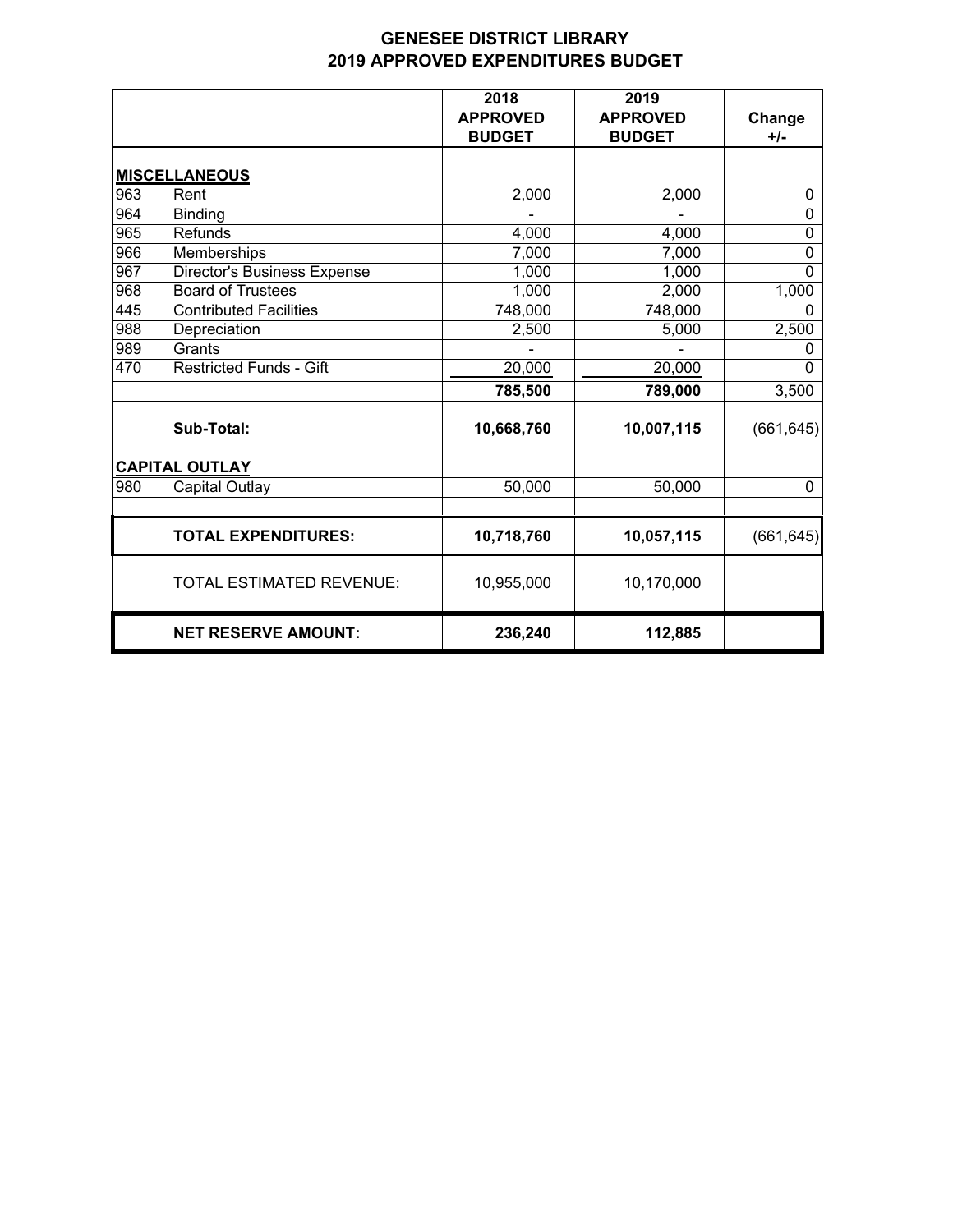# GENESEE DISTRICT LIBRARY
## 2019 APPROVED EXPENDITURES BUDGET

| | | 2018 APPROVED BUDGET | 2019 APPROVED BUDGET | Change +/- |
|---|---|---|---|---|
| **MISCELLANEOUS** | | | | |
| 963 | Rent | 2,000 | 2,000 | 0 |
| 964 | Binding | - | - | 0 |
| 965 | Refunds | 4,000 | 4,000 | 0 |
| 966 | Memberships | 7,000 | 7,000 | 0 |
| 967 | Director's Business Expense | 1,000 | 1,000 | 0 |
| 968 | Board of Trustees | 1,000 | 2,000 | 1,000 |
| 445 | Contributed Facilities | 748,000 | 748,000 | 0 |
| 988 | Depreciation | 2,500 | 5,000 | 2,500 |
| 989 | Grants | - | - | 0 |
| 470 | Restricted Funds - Gift | 20,000 | 20,000 | 0 |
| | | **785,500** | **789,000** | 3,500 |
| | **Sub-Total:** | **10,668,760** | **10,007,115** | (661,645) |
| **CAPITAL OUTLAY** | | | | |
| 980 | Capital Outlay | 50,000 | 50,000 | 0 |
| | **TOTAL EXPENDITURES:** | **10,718,760** | **10,057,115** | (661,645) |
| | TOTAL ESTIMATED REVENUE: | 10,955,000 | 10,170,000 | |
| | **NET RESERVE AMOUNT:** | **236,240** | **112,885** | |